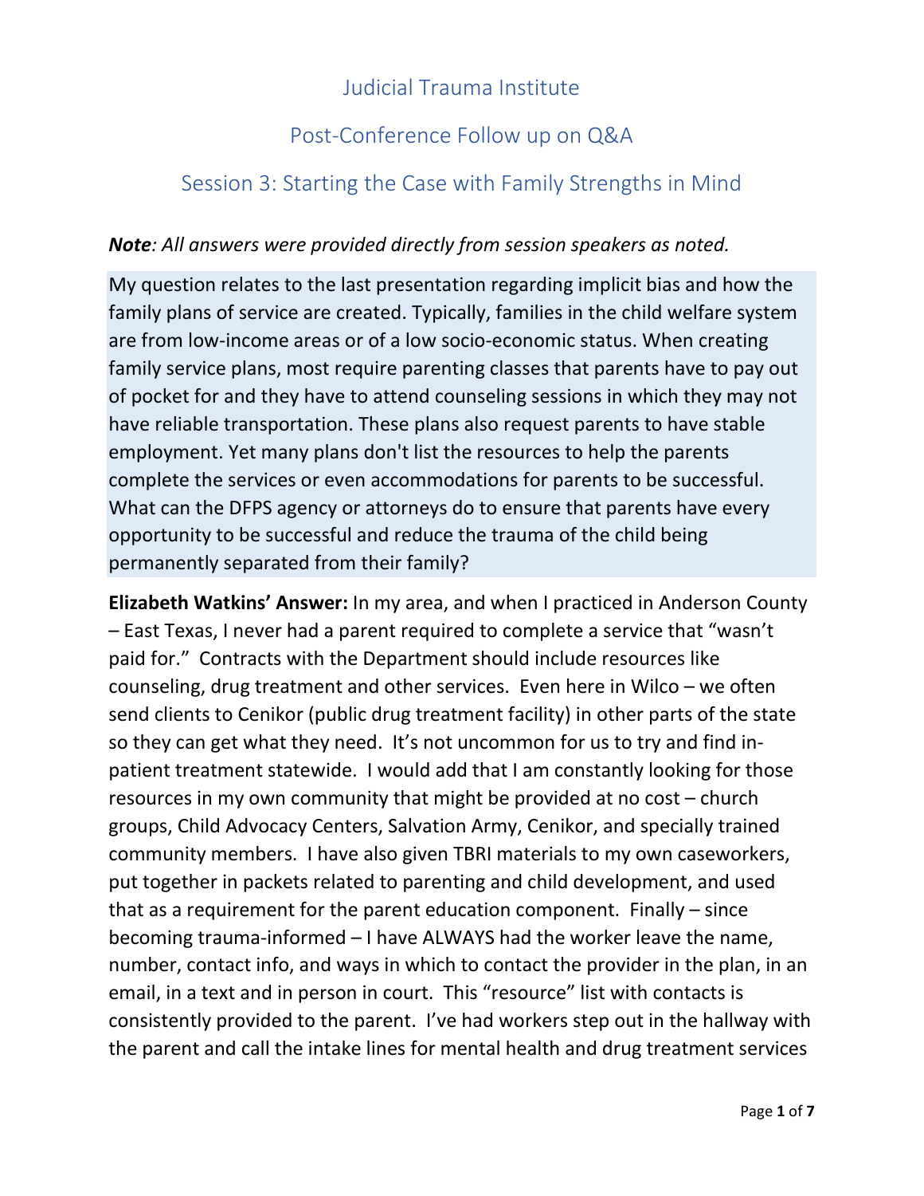# Judicial Trauma Institute

## Post-Conference Follow up on Q&A

## Session 3: Starting the Case with Family Strengths in Mind

***Note****: All answers were provided directly from session speakers as noted.*

My question relates to the last presentation regarding implicit bias and how the family plans of service are created. Typically, families in the child welfare system are from low-income areas or of a low socio-economic status. When creating family service plans, most require parenting classes that parents have to pay out of pocket for and they have to attend counseling sessions in which they may not have reliable transportation. These plans also request parents to have stable employment. Yet many plans don't list the resources to help the parents complete the services or even accommodations for parents to be successful. What can the DFPS agency or attorneys do to ensure that parents have every opportunity to be successful and reduce the trauma of the child being permanently separated from their family?

**Elizabeth Watkins' Answer:** In my area, and when I practiced in Anderson County – East Texas, I never had a parent required to complete a service that "wasn't paid for." Contracts with the Department should include resources like counseling, drug treatment and other services. Even here in Wilco – we often send clients to Cenikor (public drug treatment facility) in other parts of the state so they can get what they need. It's not uncommon for us to try and find in-patient treatment statewide. I would add that I am constantly looking for those resources in my own community that might be provided at no cost – church groups, Child Advocacy Centers, Salvation Army, Cenikor, and specially trained community members. I have also given TBRI materials to my own caseworkers, put together in packets related to parenting and child development, and used that as a requirement for the parent education component. Finally – since becoming trauma-informed – I have ALWAYS had the worker leave the name, number, contact info, and ways in which to contact the provider in the plan, in an email, in a text and in person in court. This "resource" list with contacts is consistently provided to the parent. I've had workers step out in the hallway with the parent and call the intake lines for mental health and drug treatment services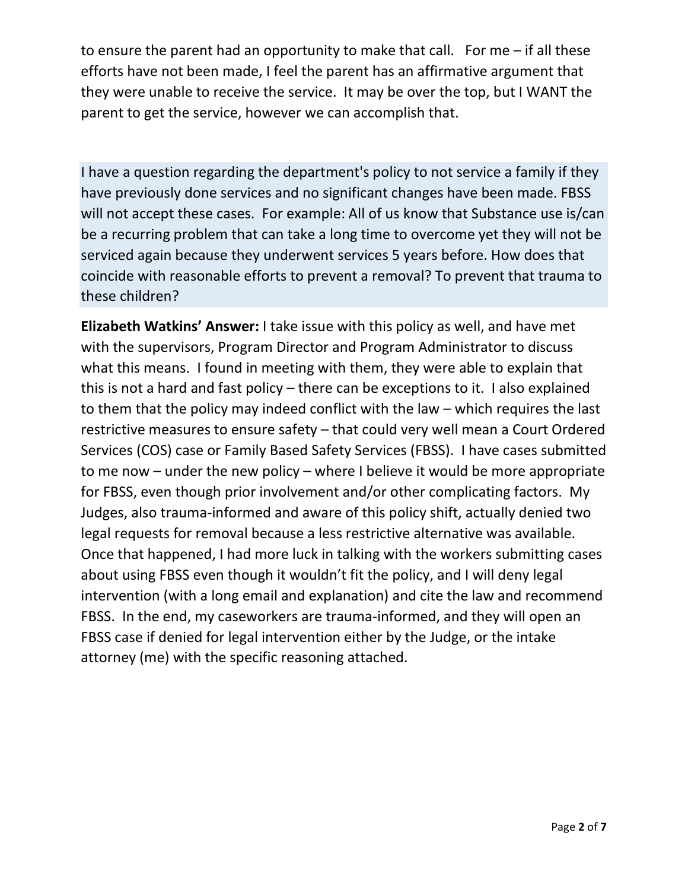to ensure the parent had an opportunity to make that call. For me – if all these efforts have not been made, I feel the parent has an affirmative argument that they were unable to receive the service. It may be over the top, but I WANT the parent to get the service, however we can accomplish that.

I have a question regarding the department's policy to not service a family if they have previously done services and no significant changes have been made. FBSS will not accept these cases. For example: All of us know that Substance use is/can be a recurring problem that can take a long time to overcome yet they will not be serviced again because they underwent services 5 years before. How does that coincide with reasonable efforts to prevent a removal? To prevent that trauma to these children?

**Elizabeth Watkins' Answer:** I take issue with this policy as well, and have met with the supervisors, Program Director and Program Administrator to discuss what this means. I found in meeting with them, they were able to explain that this is not a hard and fast policy – there can be exceptions to it. I also explained to them that the policy may indeed conflict with the law – which requires the last restrictive measures to ensure safety – that could very well mean a Court Ordered Services (COS) case or Family Based Safety Services (FBSS). I have cases submitted to me now – under the new policy – where I believe it would be more appropriate for FBSS, even though prior involvement and/or other complicating factors. My Judges, also trauma-informed and aware of this policy shift, actually denied two legal requests for removal because a less restrictive alternative was available. Once that happened, I had more luck in talking with the workers submitting cases about using FBSS even though it wouldn't fit the policy, and I will deny legal intervention (with a long email and explanation) and cite the law and recommend FBSS. In the end, my caseworkers are trauma-informed, and they will open an FBSS case if denied for legal intervention either by the Judge, or the intake attorney (me) with the specific reasoning attached.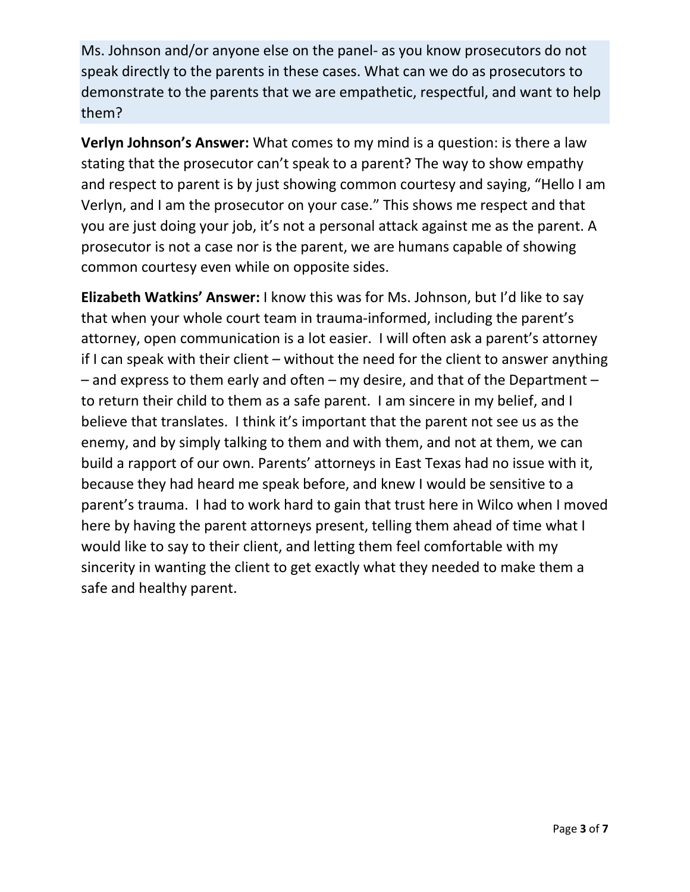Ms. Johnson and/or anyone else on the panel- as you know prosecutors do not speak directly to the parents in these cases. What can we do as prosecutors to demonstrate to the parents that we are empathetic, respectful, and want to help them?

**Verlyn Johnson's Answer:** What comes to my mind is a question: is there a law stating that the prosecutor can't speak to a parent? The way to show empathy and respect to parent is by just showing common courtesy and saying, "Hello I am Verlyn, and I am the prosecutor on your case." This shows me respect and that you are just doing your job, it's not a personal attack against me as the parent. A prosecutor is not a case nor is the parent, we are humans capable of showing common courtesy even while on opposite sides.

**Elizabeth Watkins' Answer:** I know this was for Ms. Johnson, but I'd like to say that when your whole court team in trauma-informed, including the parent's attorney, open communication is a lot easier. I will often ask a parent's attorney if I can speak with their client – without the need for the client to answer anything – and express to them early and often – my desire, and that of the Department – to return their child to them as a safe parent. I am sincere in my belief, and I believe that translates. I think it's important that the parent not see us as the enemy, and by simply talking to them and with them, and not at them, we can build a rapport of our own. Parents' attorneys in East Texas had no issue with it, because they had heard me speak before, and knew I would be sensitive to a parent's trauma. I had to work hard to gain that trust here in Wilco when I moved here by having the parent attorneys present, telling them ahead of time what I would like to say to their client, and letting them feel comfortable with my sincerity in wanting the client to get exactly what they needed to make them a safe and healthy parent.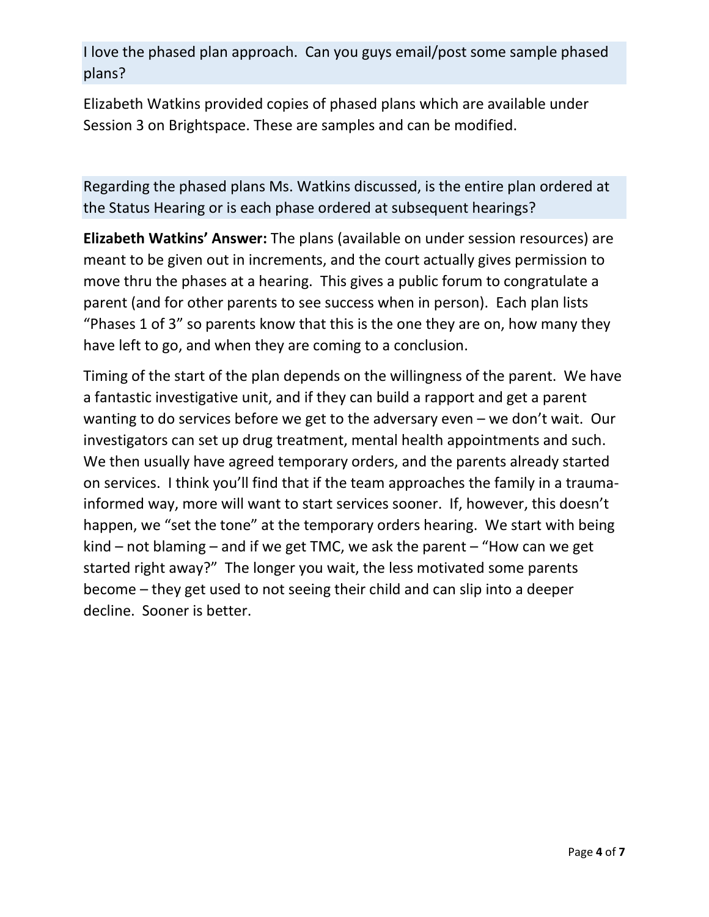I love the phased plan approach. Can you guys email/post some sample phased plans?

Elizabeth Watkins provided copies of phased plans which are available under Session 3 on Brightspace. These are samples and can be modified.

Regarding the phased plans Ms. Watkins discussed, is the entire plan ordered at the Status Hearing or is each phase ordered at subsequent hearings?

**Elizabeth Watkins' Answer:** The plans (available on under session resources) are meant to be given out in increments, and the court actually gives permission to move thru the phases at a hearing. This gives a public forum to congratulate a parent (and for other parents to see success when in person). Each plan lists "Phases 1 of 3" so parents know that this is the one they are on, how many they have left to go, and when they are coming to a conclusion.

Timing of the start of the plan depends on the willingness of the parent. We have a fantastic investigative unit, and if they can build a rapport and get a parent wanting to do services before we get to the adversary even – we don't wait. Our investigators can set up drug treatment, mental health appointments and such. We then usually have agreed temporary orders, and the parents already started on services. I think you'll find that if the team approaches the family in a trauma-informed way, more will want to start services sooner. If, however, this doesn't happen, we "set the tone" at the temporary orders hearing. We start with being kind – not blaming – and if we get TMC, we ask the parent – "How can we get started right away?" The longer you wait, the less motivated some parents become – they get used to not seeing their child and can slip into a deeper decline. Sooner is better.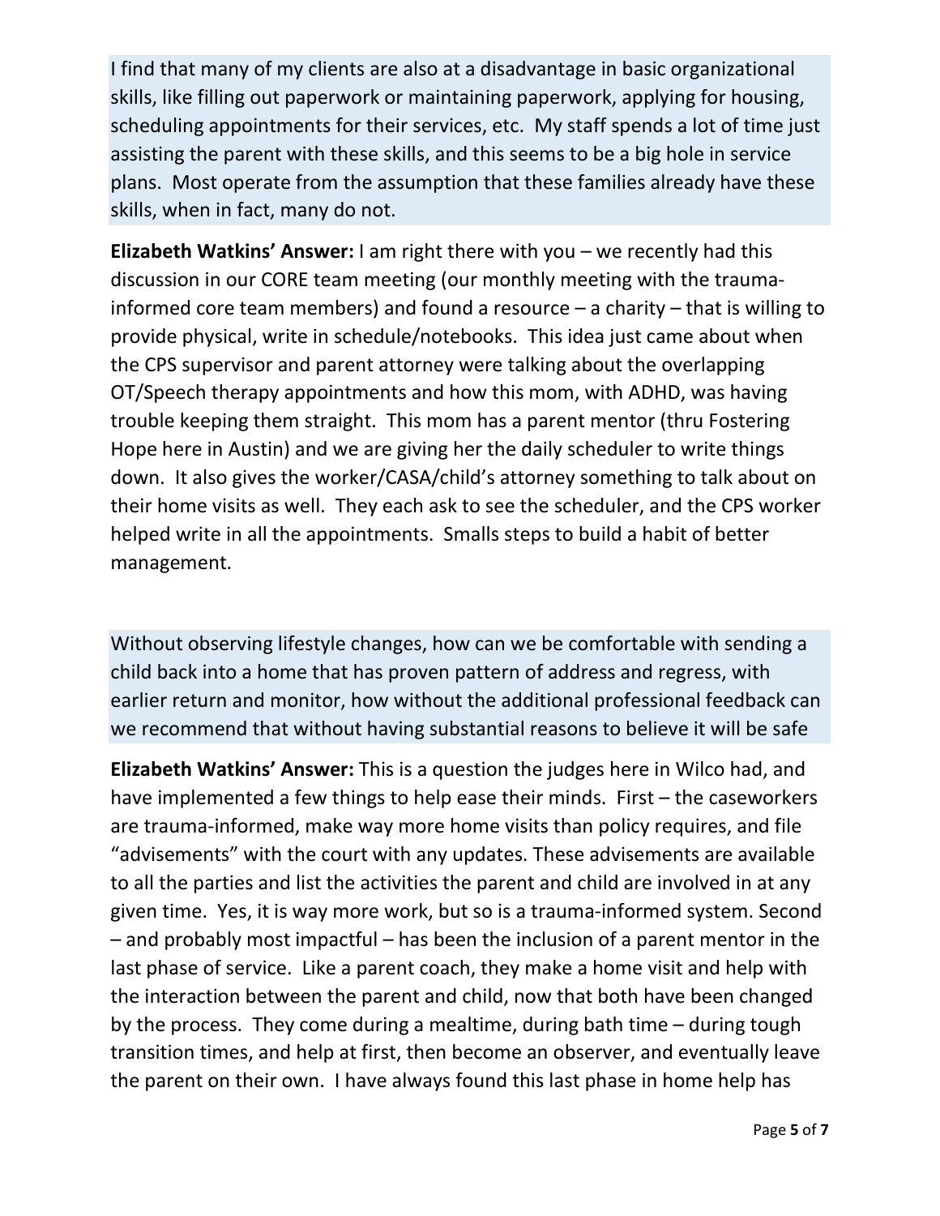I find that many of my clients are also at a disadvantage in basic organizational skills, like filling out paperwork or maintaining paperwork, applying for housing, scheduling appointments for their services, etc. My staff spends a lot of time just assisting the parent with these skills, and this seems to be a big hole in service plans. Most operate from the assumption that these families already have these skills, when in fact, many do not.

**Elizabeth Watkins' Answer:** I am right there with you – we recently had this discussion in our CORE team meeting (our monthly meeting with the trauma-informed core team members) and found a resource – a charity – that is willing to provide physical, write in schedule/notebooks. This idea just came about when the CPS supervisor and parent attorney were talking about the overlapping OT/Speech therapy appointments and how this mom, with ADHD, was having trouble keeping them straight. This mom has a parent mentor (thru Fostering Hope here in Austin) and we are giving her the daily scheduler to write things down. It also gives the worker/CASA/child's attorney something to talk about on their home visits as well. They each ask to see the scheduler, and the CPS worker helped write in all the appointments. Smalls steps to build a habit of better management.

Without observing lifestyle changes, how can we be comfortable with sending a child back into a home that has proven pattern of address and regress, with earlier return and monitor, how without the additional professional feedback can we recommend that without having substantial reasons to believe it will be safe

**Elizabeth Watkins' Answer:** This is a question the judges here in Wilco had, and have implemented a few things to help ease their minds. First – the caseworkers are trauma-informed, make way more home visits than policy requires, and file "advisements" with the court with any updates. These advisements are available to all the parties and list the activities the parent and child are involved in at any given time. Yes, it is way more work, but so is a trauma-informed system. Second – and probably most impactful – has been the inclusion of a parent mentor in the last phase of service. Like a parent coach, they make a home visit and help with the interaction between the parent and child, now that both have been changed by the process. They come during a mealtime, during bath time – during tough transition times, and help at first, then become an observer, and eventually leave the parent on their own. I have always found this last phase in home help has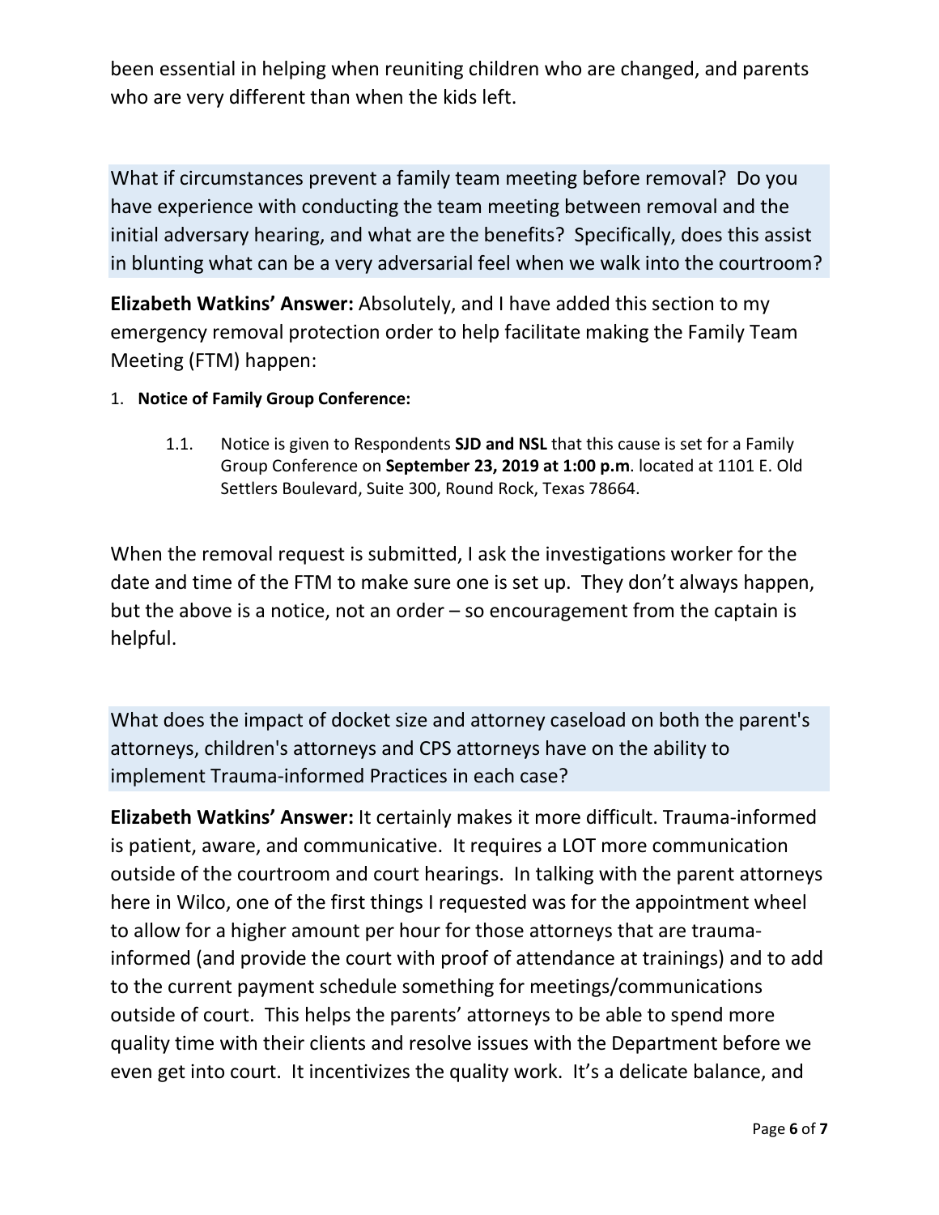been essential in helping when reuniting children who are changed, and parents who are very different than when the kids left.

What if circumstances prevent a family team meeting before removal? Do you have experience with conducting the team meeting between removal and the initial adversary hearing, and what are the benefits? Specifically, does this assist in blunting what can be a very adversarial feel when we walk into the courtroom?

**Elizabeth Watkins' Answer:** Absolutely, and I have added this section to my emergency removal protection order to help facilitate making the Family Team Meeting (FTM) happen:

1. **Notice of Family Group Conference:**

    1.1. Notice is given to Respondents **SJD and NSL** that this cause is set for a Family Group Conference on **September 23, 2019 at 1:00 p.m**. located at 1101 E. Old Settlers Boulevard, Suite 300, Round Rock, Texas 78664.

When the removal request is submitted, I ask the investigations worker for the date and time of the FTM to make sure one is set up. They don't always happen, but the above is a notice, not an order – so encouragement from the captain is helpful.

What does the impact of docket size and attorney caseload on both the parent's attorneys, children's attorneys and CPS attorneys have on the ability to implement Trauma-informed Practices in each case?

**Elizabeth Watkins' Answer:** It certainly makes it more difficult. Trauma-informed is patient, aware, and communicative. It requires a LOT more communication outside of the courtroom and court hearings. In talking with the parent attorneys here in Wilco, one of the first things I requested was for the appointment wheel to allow for a higher amount per hour for those attorneys that are trauma-informed (and provide the court with proof of attendance at trainings) and to add to the current payment schedule something for meetings/communications outside of court. This helps the parents' attorneys to be able to spend more quality time with their clients and resolve issues with the Department before we even get into court. It incentivizes the quality work. It's a delicate balance, and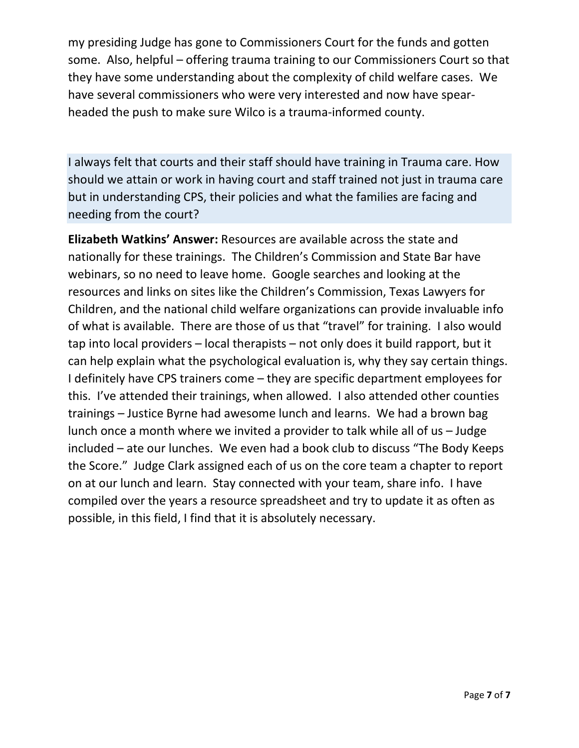my presiding Judge has gone to Commissioners Court for the funds and gotten some. Also, helpful – offering trauma training to our Commissioners Court so that they have some understanding about the complexity of child welfare cases. We have several commissioners who were very interested and now have spear-headed the push to make sure Wilco is a trauma-informed county.

I always felt that courts and their staff should have training in Trauma care. How should we attain or work in having court and staff trained not just in trauma care but in understanding CPS, their policies and what the families are facing and needing from the court?

**Elizabeth Watkins' Answer:** Resources are available across the state and nationally for these trainings. The Children's Commission and State Bar have webinars, so no need to leave home. Google searches and looking at the resources and links on sites like the Children's Commission, Texas Lawyers for Children, and the national child welfare organizations can provide invaluable info of what is available. There are those of us that "travel" for training. I also would tap into local providers – local therapists – not only does it build rapport, but it can help explain what the psychological evaluation is, why they say certain things. I definitely have CPS trainers come – they are specific department employees for this. I've attended their trainings, when allowed. I also attended other counties trainings – Justice Byrne had awesome lunch and learns. We had a brown bag lunch once a month where we invited a provider to talk while all of us – Judge included – ate our lunches. We even had a book club to discuss "The Body Keeps the Score." Judge Clark assigned each of us on the core team a chapter to report on at our lunch and learn. Stay connected with your team, share info. I have compiled over the years a resource spreadsheet and try to update it as often as possible, in this field, I find that it is absolutely necessary.